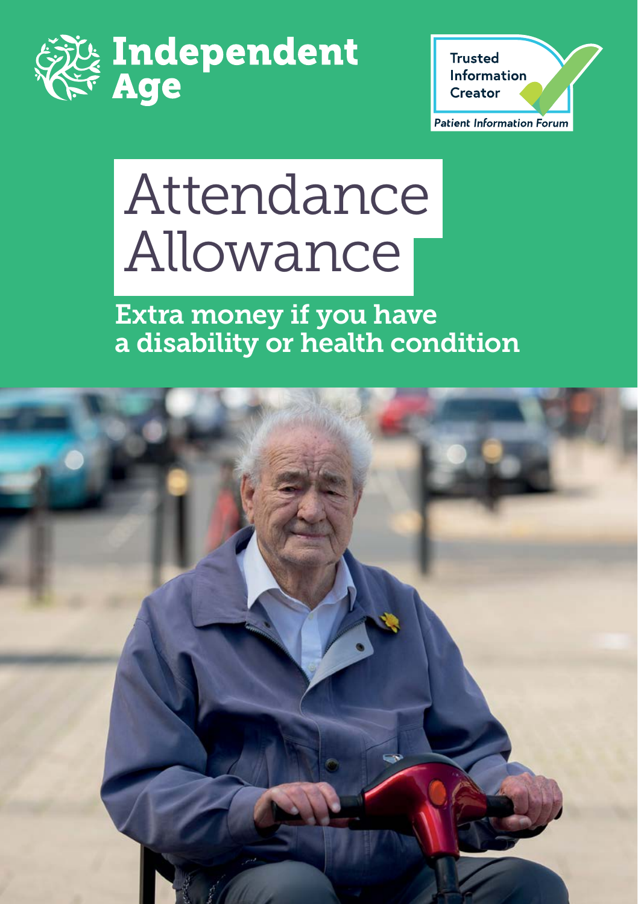Independent Age

Trusted Information Creator

*Patient Information Forum*

# Attendance Allowance

## Extra money if you have a disability or health condition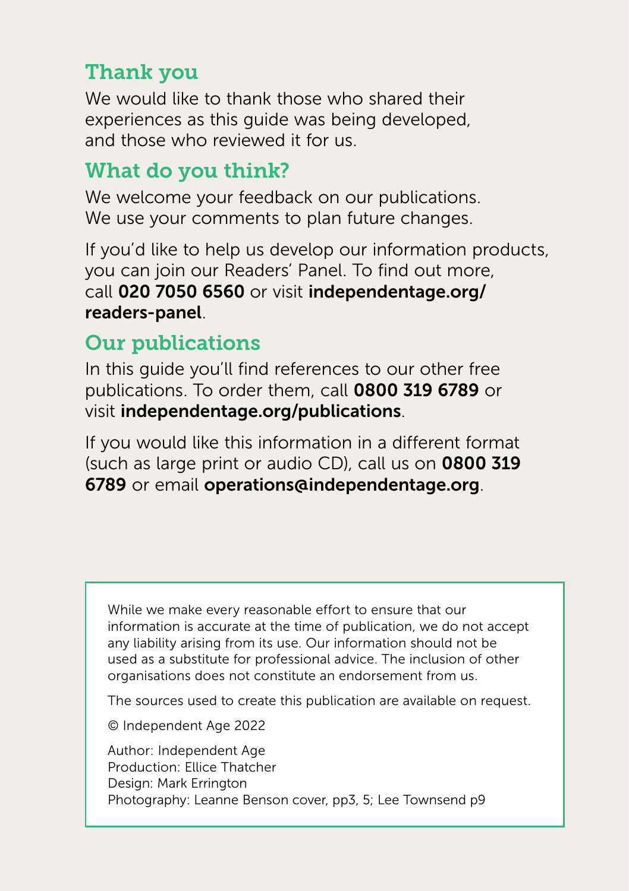## Thank you

We would like to thank those who shared their experiences as this guide was being developed, and those who reviewed it for us.

## What do you think?

We welcome your feedback on our publications. We use your comments to plan future changes.

If you'd like to help us develop our information products, you can join our Readers' Panel. To find out more, call **020 7050 6560** or visit **independentage.org/readers-panel**.

## Our publications

In this guide you'll find references to our other free publications. To order them, call **0800 319 6789** or visit **independentage.org/publications**.

If you would like this information in a different format (such as large print or audio CD), call us on **0800 319 6789** or email **operations@independentage.org**.

While we make every reasonable effort to ensure that our information is accurate at the time of publication, we do not accept any liability arising from its use. Our information should not be used as a substitute for professional advice. The inclusion of other organisations does not constitute an endorsement from us.

The sources used to create this publication are available on request.

© Independent Age 2022

Author: Independent Age
Production: Ellice Thatcher
Design: Mark Errington
Photography: Leanne Benson cover, pp3, 5; Lee Townsend p9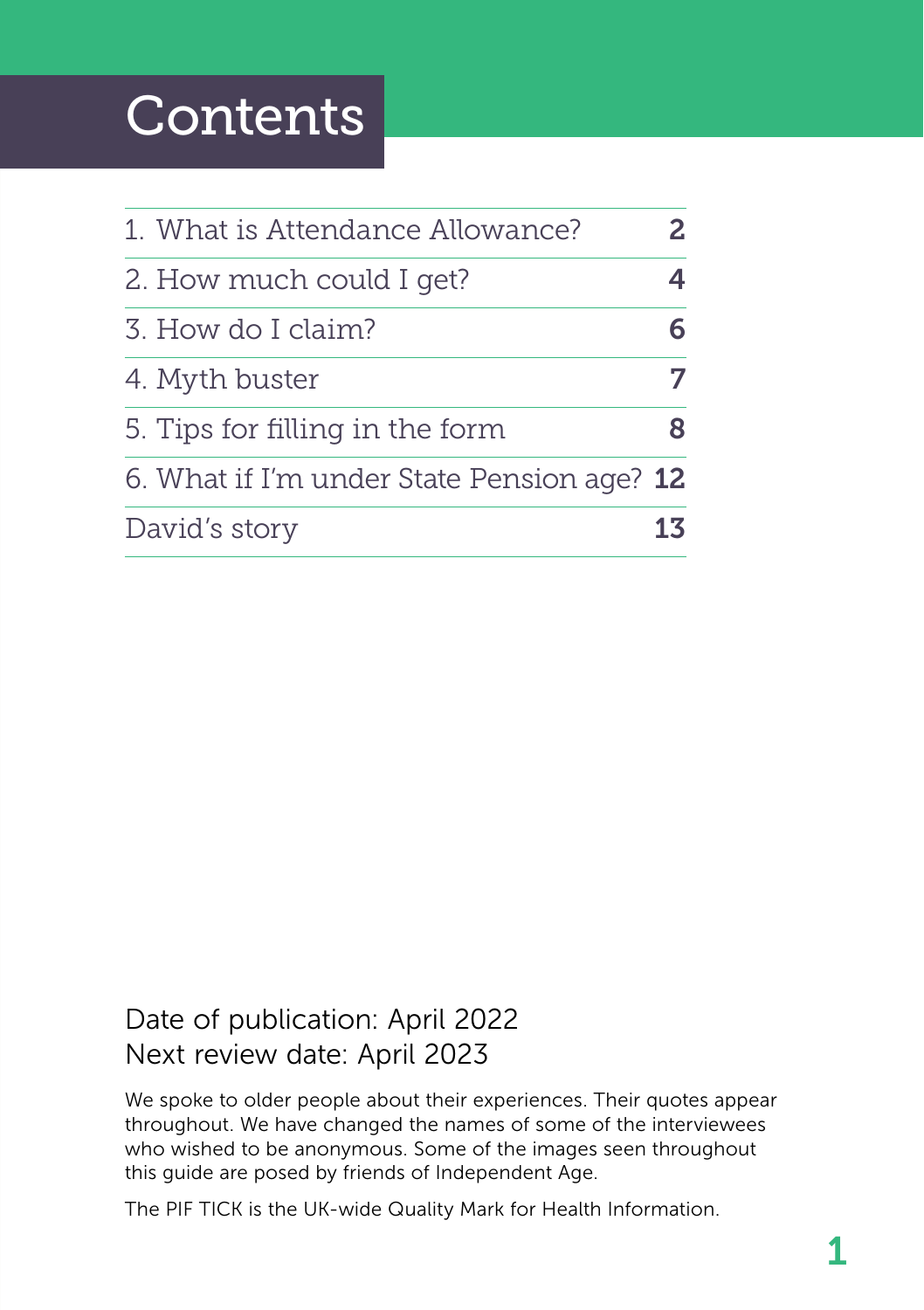# Contents

| | |
|---|---|
| 1. What is Attendance Allowance? | 2 |
| 2. How much could I get? | 4 |
| 3. How do I claim? | 6 |
| 4. Myth buster | 7 |
| 5. Tips for filling in the form | 8 |
| 6. What if I'm under State Pension age? | 12 |
| David's story | 13 |

Date of publication: April 2022
Next review date: April 2023

We spoke to older people about their experiences. Their quotes appear throughout. We have changed the names of some of the interviewees who wished to be anonymous. Some of the images seen throughout this guide are posed by friends of Independent Age.

The PIF TICK is the UK-wide Quality Mark for Health Information.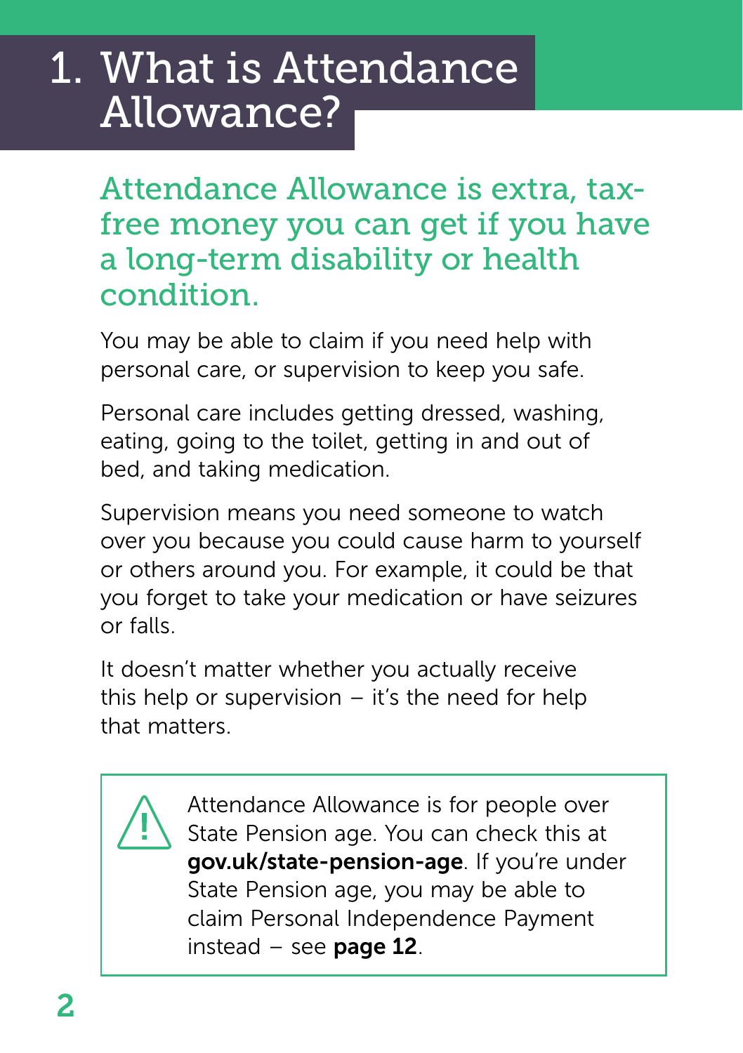# 1. What is Attendance Allowance?

## Attendance Allowance is extra, tax-free money you can get if you have a long-term disability or health condition.

You may be able to claim if you need help with personal care, or supervision to keep you safe.

Personal care includes getting dressed, washing, eating, going to the toilet, getting in and out of bed, and taking medication.

Supervision means you need someone to watch over you because you could cause harm to yourself or others around you. For example, it could be that you forget to take your medication or have seizures or falls.

It doesn't matter whether you actually receive this help or supervision – it's the need for help that matters.

> ⚠ Attendance Allowance is for people over State Pension age. You can check this at **gov.uk/state-pension-age**. If you're under State Pension age, you may be able to claim Personal Independence Payment instead – see **page 12**.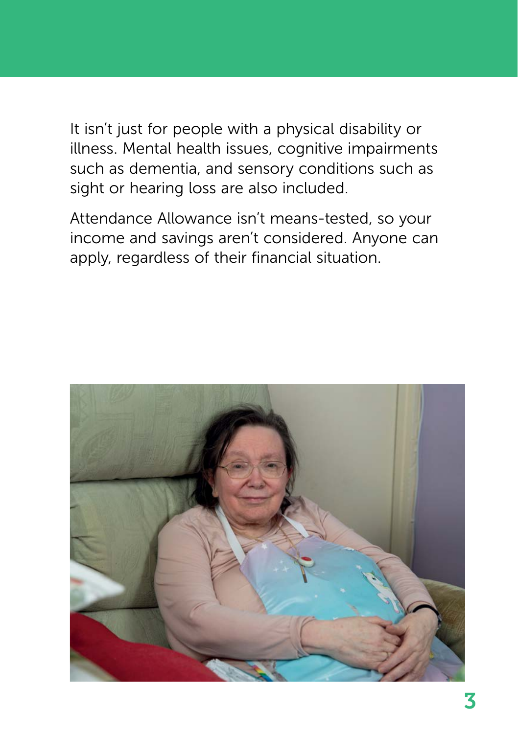It isn't just for people with a physical disability or illness. Mental health issues, cognitive impairments such as dementia, and sensory conditions such as sight or hearing loss are also included.

Attendance Allowance isn't means-tested, so your income and savings aren't considered. Anyone can apply, regardless of their financial situation.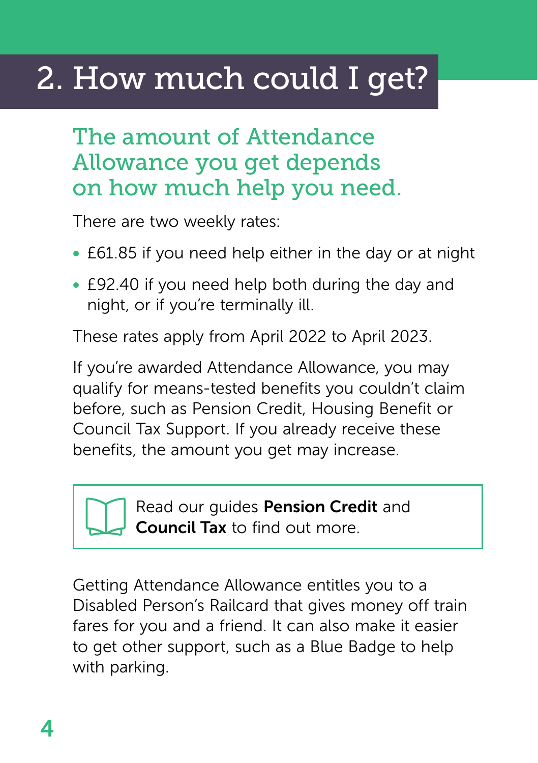# 2. How much could I get?

## The amount of Attendance Allowance you get depends on how much help you need.

There are two weekly rates:

- £61.85 if you need help either in the day or at night
- £92.40 if you need help both during the day and night, or if you're terminally ill.

These rates apply from April 2022 to April 2023.

If you're awarded Attendance Allowance, you may qualify for means-tested benefits you couldn't claim before, such as Pension Credit, Housing Benefit or Council Tax Support. If you already receive these benefits, the amount you get may increase.

Read our guides **Pension Credit** and **Council Tax** to find out more.

Getting Attendance Allowance entitles you to a Disabled Person's Railcard that gives money off train fares for you and a friend. It can also make it easier to get other support, such as a Blue Badge to help with parking.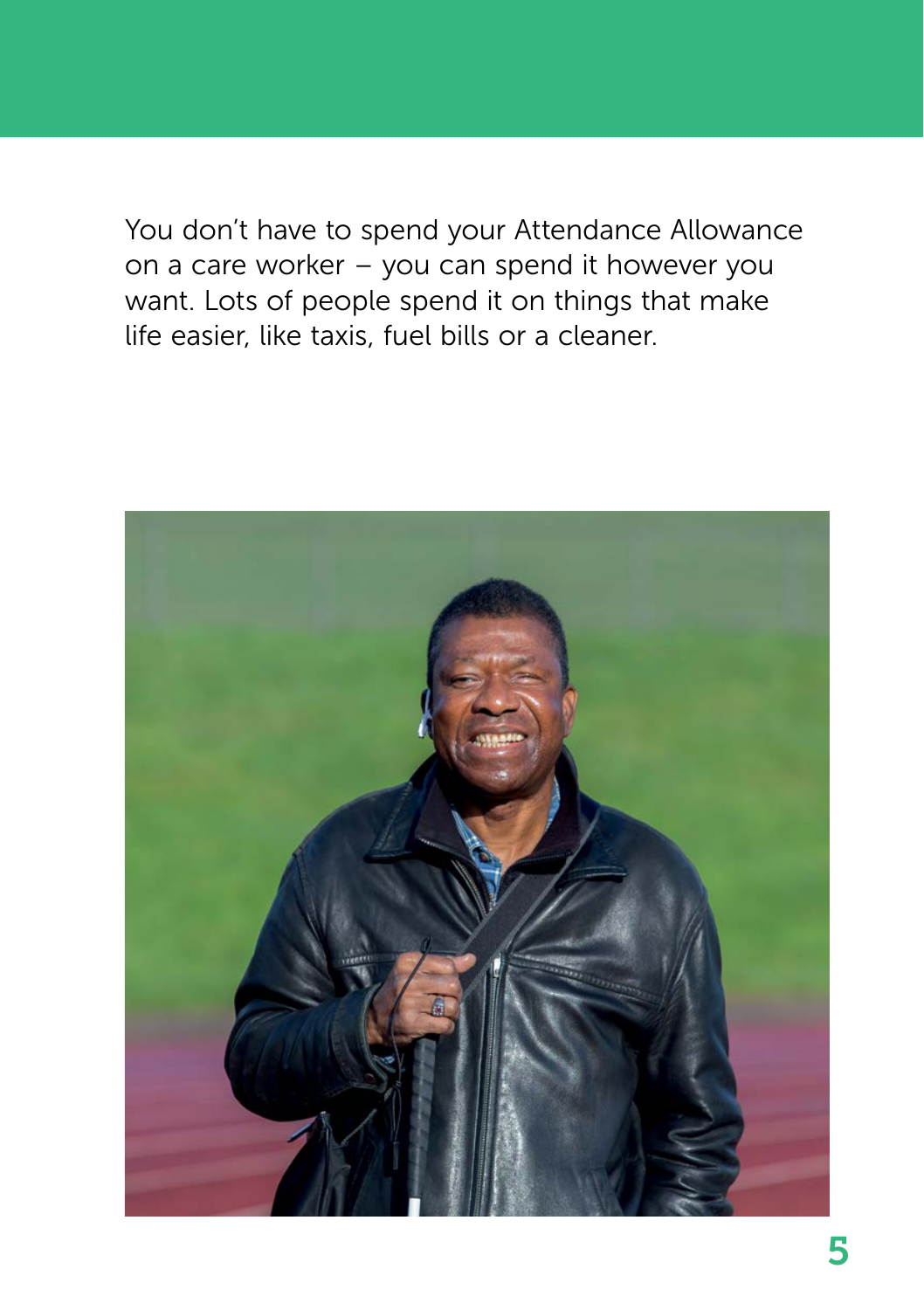You don't have to spend your Attendance Allowance on a care worker – you can spend it however you want. Lots of people spend it on things that make life easier, like taxis, fuel bills or a cleaner.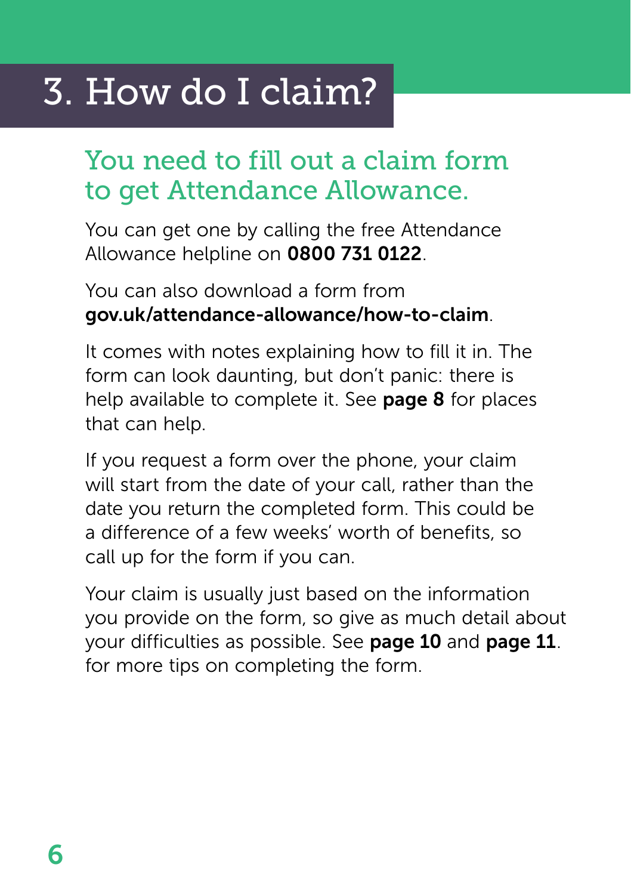# 3. How do I claim?

## You need to fill out a claim form to get Attendance Allowance.

You can get one by calling the free Attendance Allowance helpline on **0800 731 0122**.

You can also download a form from **gov.uk/attendance-allowance/how-to-claim**.

It comes with notes explaining how to fill it in. The form can look daunting, but don't panic: there is help available to complete it. See **page 8** for places that can help.

If you request a form over the phone, your claim will start from the date of your call, rather than the date you return the completed form. This could be a difference of a few weeks' worth of benefits, so call up for the form if you can.

Your claim is usually just based on the information you provide on the form, so give as much detail about your difficulties as possible. See **page 10** and **page 11**. for more tips on completing the form.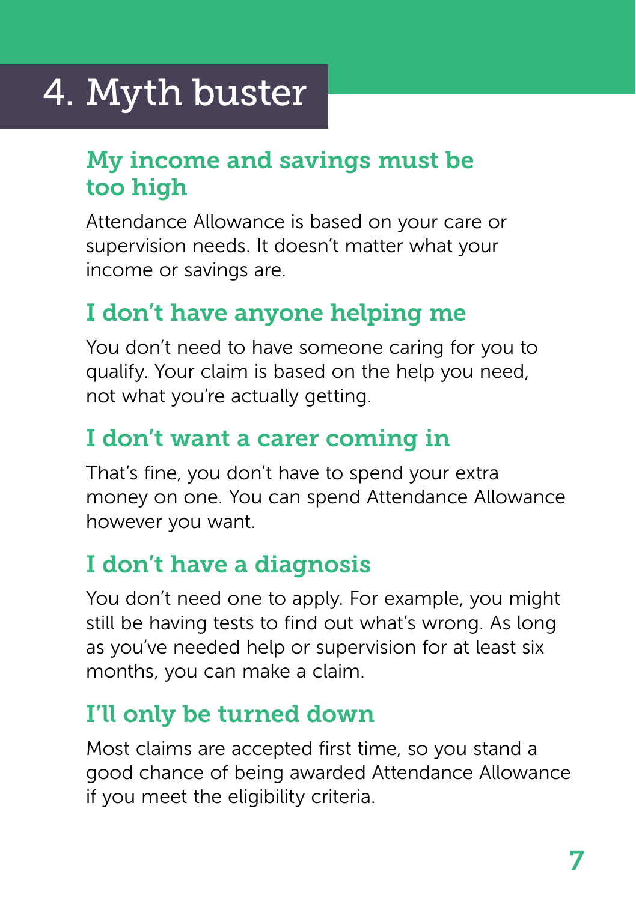# 4. Myth buster

## My income and savings must be too high

Attendance Allowance is based on your care or supervision needs. It doesn't matter what your income or savings are.

## I don't have anyone helping me

You don't need to have someone caring for you to qualify. Your claim is based on the help you need, not what you're actually getting.

## I don't want a carer coming in

That's fine, you don't have to spend your extra money on one. You can spend Attendance Allowance however you want.

## I don't have a diagnosis

You don't need one to apply. For example, you might still be having tests to find out what's wrong. As long as you've needed help or supervision for at least six months, you can make a claim.

## I'll only be turned down

Most claims are accepted first time, so you stand a good chance of being awarded Attendance Allowance if you meet the eligibility criteria.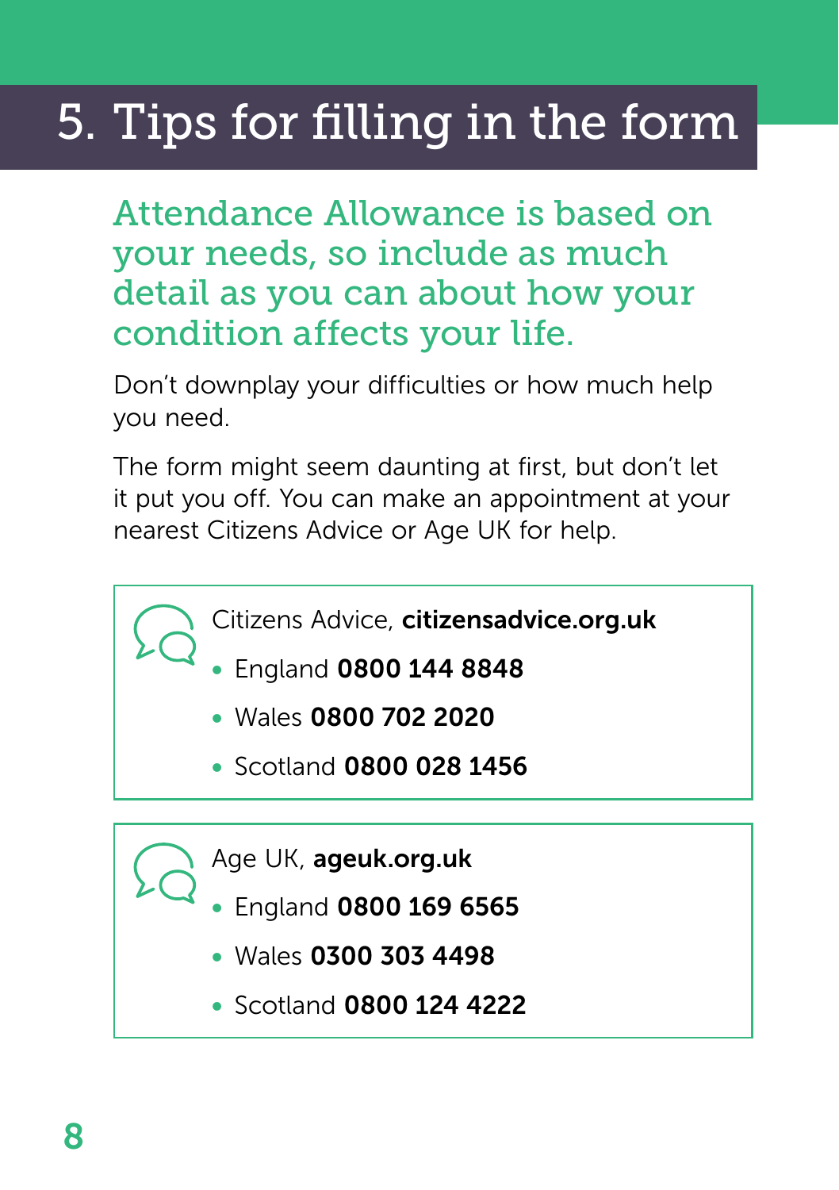# 5. Tips for filling in the form

## Attendance Allowance is based on your needs, so include as much detail as you can about how your condition affects your life.

Don't downplay your difficulties or how much help you need.

The form might seem daunting at first, but don't let it put you off. You can make an appointment at your nearest Citizens Advice or Age UK for help.

Citizens Advice, **citizensadvice.org.uk**

- England **0800 144 8848**
- Wales **0800 702 2020**
- Scotland **0800 028 1456**

Age UK, **ageuk.org.uk**

- England **0800 169 6565**
- Wales **0300 303 4498**
- Scotland **0800 124 4222**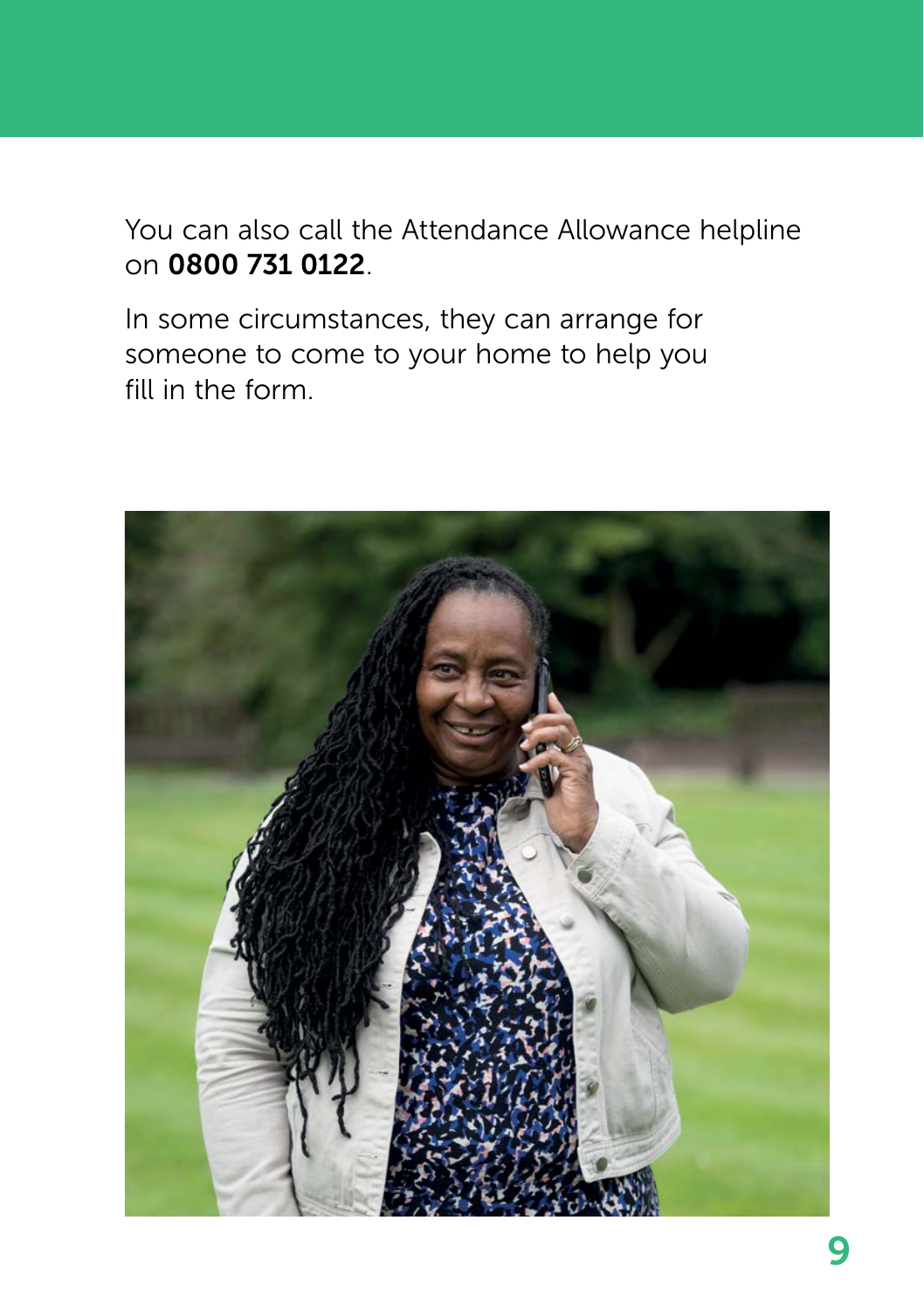You can also call the Attendance Allowance helpline on **0800 731 0122**.

In some circumstances, they can arrange for someone to come to your home to help you fill in the form.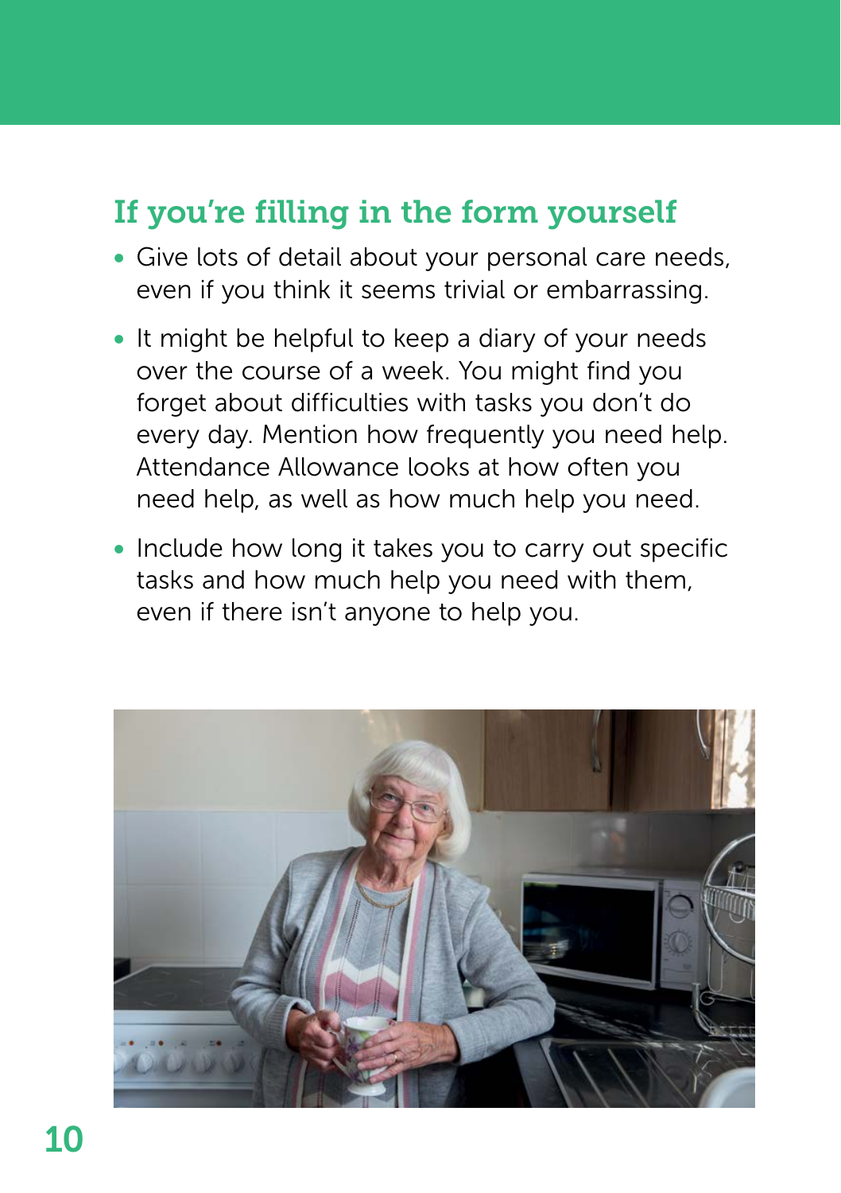## If you're filling in the form yourself

- Give lots of detail about your personal care needs, even if you think it seems trivial or embarrassing.
- It might be helpful to keep a diary of your needs over the course of a week. You might find you forget about difficulties with tasks you don't do every day. Mention how frequently you need help. Attendance Allowance looks at how often you need help, as well as how much help you need.
- Include how long it takes you to carry out specific tasks and how much help you need with them, even if there isn't anyone to help you.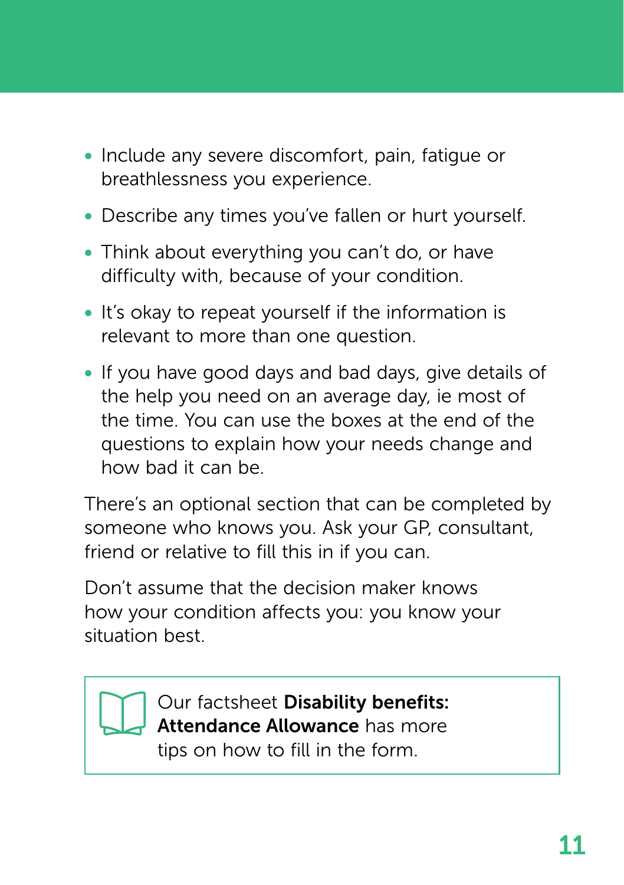- Include any severe discomfort, pain, fatigue or breathlessness you experience.
- Describe any times you've fallen or hurt yourself.
- Think about everything you can't do, or have difficulty with, because of your condition.
- It's okay to repeat yourself if the information is relevant to more than one question.
- If you have good days and bad days, give details of the help you need on an average day, ie most of the time. You can use the boxes at the end of the questions to explain how your needs change and how bad it can be.

There's an optional section that can be completed by someone who knows you. Ask your GP, consultant, friend or relative to fill this in if you can.

Don't assume that the decision maker knows how your condition affects you: you know your situation best.

> Our factsheet **Disability benefits: Attendance Allowance** has more tips on how to fill in the form.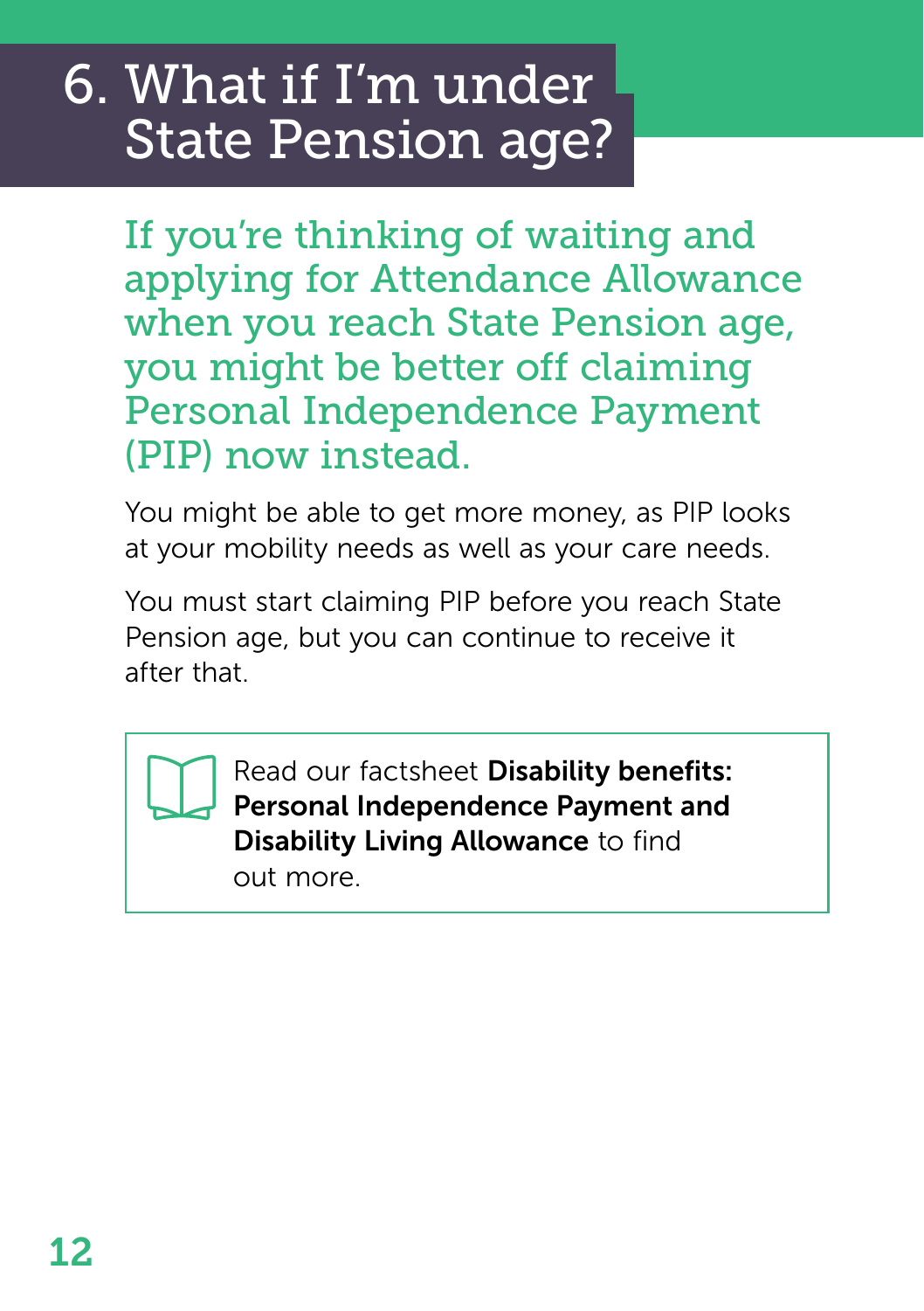# 6. What if I'm under State Pension age?

**If you're thinking of waiting and applying for Attendance Allowance when you reach State Pension age, you might be better off claiming Personal Independence Payment (PIP) now instead.**

You might be able to get more money, as PIP looks at your mobility needs as well as your care needs.

You must start claiming PIP before you reach State Pension age, but you can continue to receive it after that.

> Read our factsheet **Disability benefits: Personal Independence Payment and Disability Living Allowance** to find out more.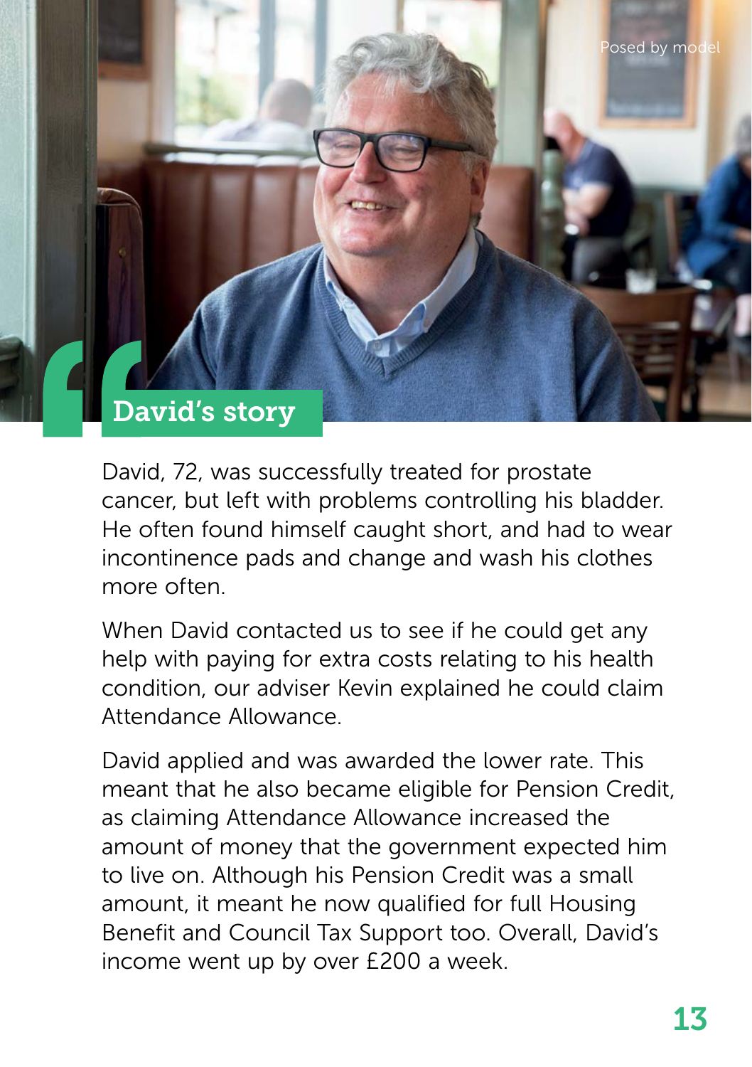Posed by model

## David's story

David, 72, was successfully treated for prostate cancer, but left with problems controlling his bladder. He often found himself caught short, and had to wear incontinence pads and change and wash his clothes more often.

When David contacted us to see if he could get any help with paying for extra costs relating to his health condition, our adviser Kevin explained he could claim Attendance Allowance.

David applied and was awarded the lower rate. This meant that he also became eligible for Pension Credit, as claiming Attendance Allowance increased the amount of money that the government expected him to live on. Although his Pension Credit was a small amount, it meant he now qualified for full Housing Benefit and Council Tax Support too. Overall, David's income went up by over £200 a week.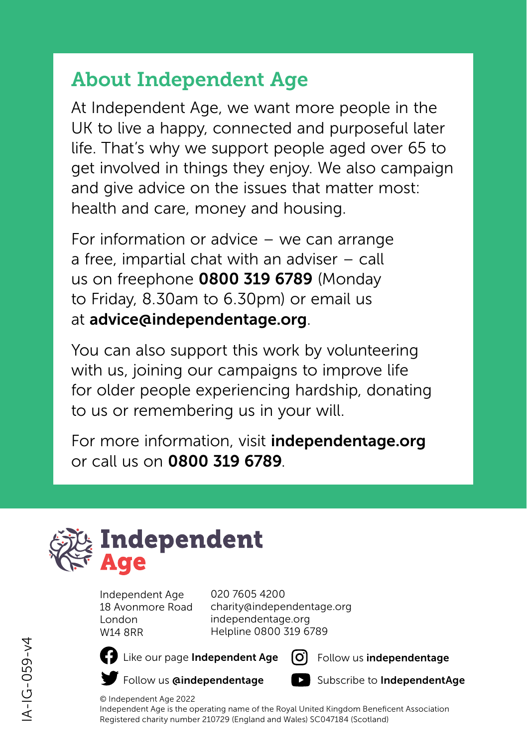## About Independent Age

At Independent Age, we want more people in the UK to live a happy, connected and purposeful later life. That's why we support people aged over 65 to get involved in things they enjoy. We also campaign and give advice on the issues that matter most: health and care, money and housing.

For information or advice – we can arrange a free, impartial chat with an adviser – call us on freephone **0800 319 6789** (Monday to Friday, 8.30am to 6.30pm) or email us at **advice@independentage.org**.

You can also support this work by volunteering with us, joining our campaigns to improve life for older people experiencing hardship, donating to us or remembering us in your will.

For more information, visit **independentage.org** or call us on **0800 319 6789**.

**Independent Age**

Independent Age
18 Avonmore Road
London
W14 8RR

020 7605 4200
charity@independentage.org
independentage.org
Helpline 0800 319 6789

Like our page **Independent Age**

Follow us **independentage**

Follow us **@independentage**

Subscribe to **IndependentAge**

© Independent Age 2022
Independent Age is the operating name of the Royal United Kingdom Beneficent Association
Registered charity number 210729 (England and Wales) SC047184 (Scotland)

IA-IG-059-v4